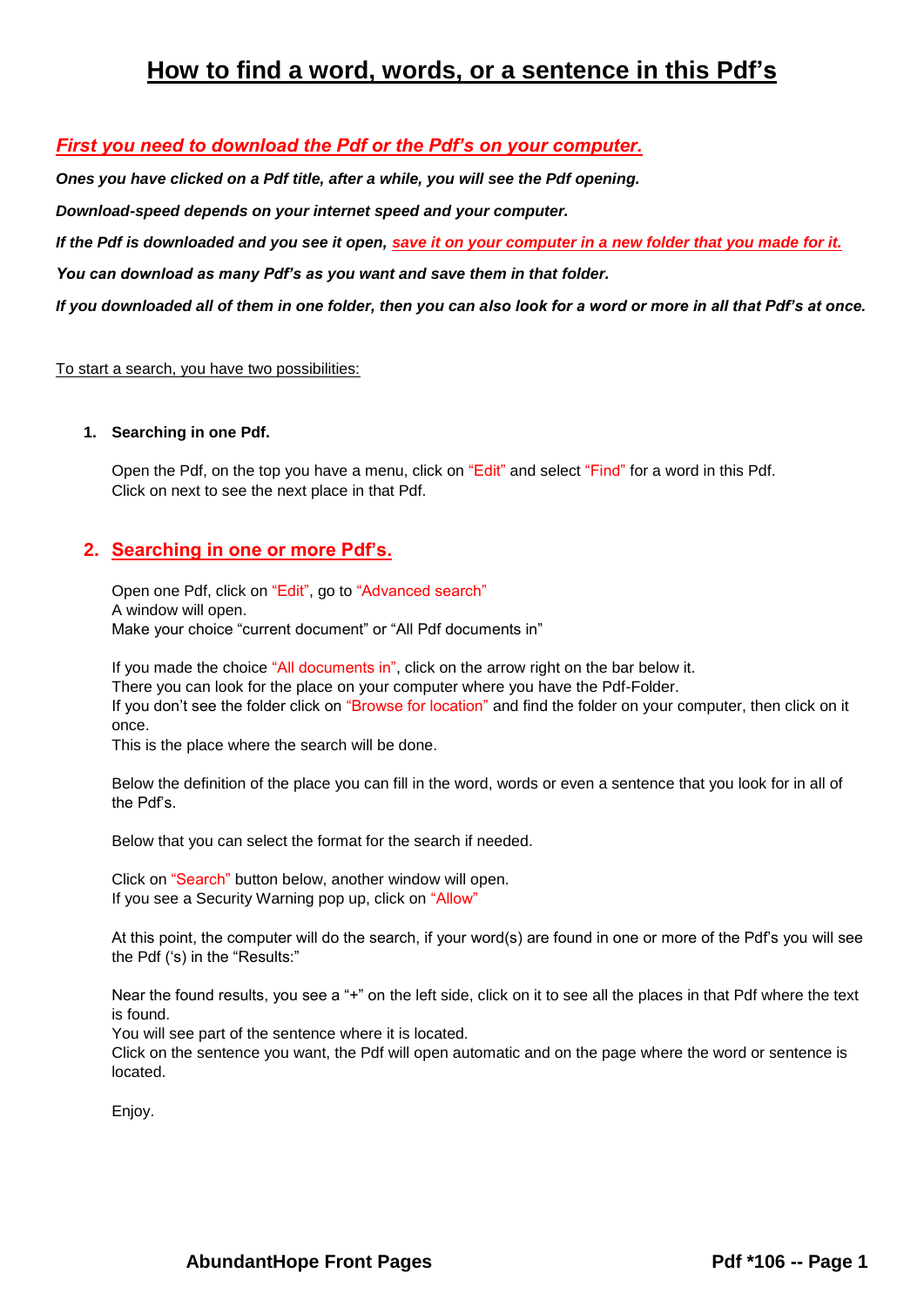# How to find a word, words, or a sentence in this Pdf's

***First you need to download the Pdf or the Pdf's on your computer.***

***Ones you have clicked on a Pdf title, after a while, you will see the Pdf opening.***

***Download-speed depends on your internet speed and your computer.***

***If the Pdf is downloaded and you see it open, save it on your computer in a new folder that you made for it.***

***You can download as many Pdf's as you want and save them in that folder.***

***If you downloaded all of them in one folder, then you can also look for a word or more in all that Pdf's at once.***

To start a search, you have two possibilities:

1. **Searching in one Pdf.**

   Open the Pdf, on the top you have a menu, click on "Edit" and select "Find" for a word in this Pdf.
   Click on next to see the next place in that Pdf.

2. **Searching in one or more Pdf's.**

   Open one Pdf, click on "Edit", go to "Advanced search"
   A window will open.
   Make your choice "current document" or "All Pdf documents in"

   If you made the choice "All documents in", click on the arrow right on the bar below it.
   There you can look for the place on your computer where you have the Pdf-Folder.
   If you don't see the folder click on "Browse for location" and find the folder on your computer, then click on it once.
   This is the place where the search will be done.

   Below the definition of the place you can fill in the word, words or even a sentence that you look for in all of the Pdf's.

   Below that you can select the format for the search if needed.

   Click on "Search" button below, another window will open.
   If you see a Security Warning pop up, click on "Allow"

   At this point, the computer will do the search, if your word(s) are found in one or more of the Pdf's you will see the Pdf ('s) in the "Results:"

   Near the found results, you see a "+" on the left side, click on it to see all the places in that Pdf where the text is found.
   You will see part of the sentence where it is located.
   Click on the sentence you want, the Pdf will open automatic and on the page where the word or sentence is located.

   Enjoy.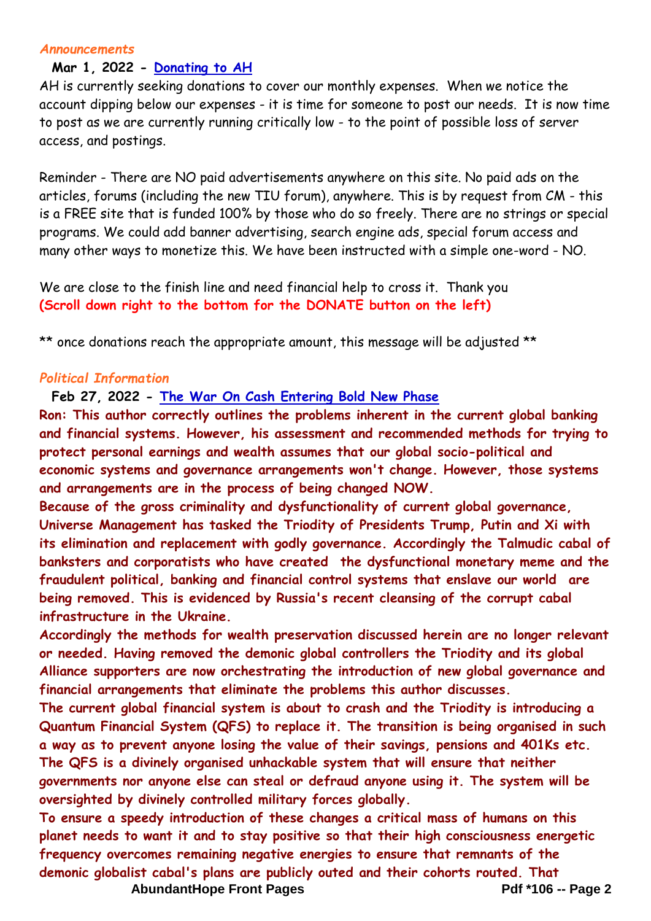*Announcements*

**Mar 1, 2022 - [Donating to AH]**

AH is currently seeking donations to cover our monthly expenses. When we notice the account dipping below our expenses - it is time for someone to post our needs. It is now time to post as we are currently running critically low - to the point of possible loss of server access, and postings.

Reminder - There are NO paid advertisements anywhere on this site. No paid ads on the articles, forums (including the new TIU forum), anywhere. This is by request from CM - this is a FREE site that is funded 100% by those who do so freely. There are no strings or special programs. We could add banner advertising, search engine ads, special forum access and many other ways to monetize this. We have been instructed with a simple one-word - NO.

We are close to the finish line and need financial help to cross it. Thank you
**(Scroll down right to the bottom for the DONATE button on the left)**

** once donations reach the appropriate amount, this message will be adjusted **

*Political Information*

**Feb 27, 2022 - [The War On Cash Entering Bold New Phase]**

**Ron: This author correctly outlines the problems inherent in the current global banking and financial systems. However, his assessment and recommended methods for trying to protect personal earnings and wealth assumes that our global socio-political and economic systems and governance arrangements won't change. However, those systems and arrangements are in the process of being changed NOW.**

**Because of the gross criminality and dysfunctionality of current global governance, Universe Management has tasked the Triodity of Presidents Trump, Putin and Xi with its elimination and replacement with godly governance. Accordingly the Talmudic cabal of banksters and corporatists who have created the dysfunctional monetary meme and the fraudulent political, banking and financial control systems that enslave our world are being removed. This is evidenced by Russia's recent cleansing of the corrupt cabal infrastructure in the Ukraine.**

**Accordingly the methods for wealth preservation discussed herein are no longer relevant or needed. Having removed the demonic global controllers the Triodity and its global Alliance supporters are now orchestrating the introduction of new global governance and financial arrangements that eliminate the problems this author discusses.**

**The current global financial system is about to crash and the Triodity is introducing a Quantum Financial System (QFS) to replace it. The transition is being organised in such a way as to prevent anyone losing the value of their savings, pensions and 401Ks etc. The QFS is a divinely organised unhackable system that will ensure that neither governments nor anyone else can steal or defraud anyone using it. The system will be oversighted by divinely controlled military forces globally.**

**To ensure a speedy introduction of these changes a critical mass of humans on this planet needs to want it and to stay positive so that their high consciousness energetic frequency overcomes remaining negative energies to ensure that remnants of the demonic globalist cabal's plans are publicly outed and their cohorts routed. That**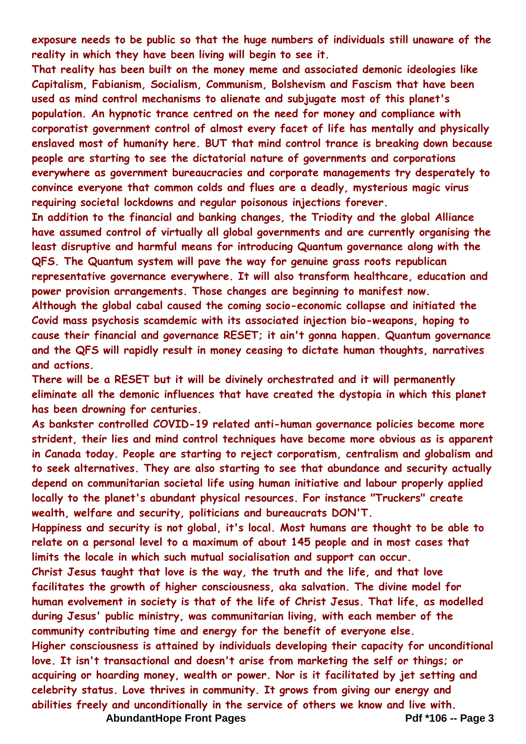**exposure needs to be public so that the huge numbers of individuals still unaware of the reality in which they have been living will begin to see it.**

**That reality has been built on the money meme and associated demonic ideologies like Capitalism, Fabianism, Socialism, Communism, Bolshevism and Fascism that have been used as mind control mechanisms to alienate and subjugate most of this planet's population. An hypnotic trance centred on the need for money and compliance with corporatist government control of almost every facet of life has mentally and physically enslaved most of humanity here. BUT that mind control trance is breaking down because people are starting to see the dictatorial nature of governments and corporations everywhere as government bureaucracies and corporate managements try desperately to convince everyone that common colds and flues are a deadly, mysterious magic virus requiring societal lockdowns and regular poisonous injections forever.**

**In addition to the financial and banking changes, the Triodity and the global Alliance have assumed control of virtually all global governments and are currently organising the least disruptive and harmful means for introducing Quantum governance along with the QFS. The Quantum system will pave the way for genuine grass roots republican representative governance everywhere. It will also transform healthcare, education and power provision arrangements. Those changes are beginning to manifest now.**

**Although the global cabal caused the coming socio-economic collapse and initiated the Covid mass psychosis scamdemic with its associated injection bio-weapons, hoping to cause their financial and governance RESET; it ain't gonna happen. Quantum governance and the QFS will rapidly result in money ceasing to dictate human thoughts, narratives and actions.**

**There will be a RESET but it will be divinely orchestrated and it will permanently eliminate all the demonic influences that have created the dystopia in which this planet has been drowning for centuries.**

**As bankster controlled COVID-19 related anti-human governance policies become more strident, their lies and mind control techniques have become more obvious as is apparent in Canada today. People are starting to reject corporatism, centralism and globalism and to seek alternatives. They are also starting to see that abundance and security actually depend on communitarian societal life using human initiative and labour properly applied locally to the planet's abundant physical resources. For instance "Truckers" create wealth, welfare and security, politicians and bureaucrats DON'T.**

**Happiness and security is not global, it's local. Most humans are thought to be able to relate on a personal level to a maximum of about 145 people and in most cases that limits the locale in which such mutual socialisation and support can occur.**

**Christ Jesus taught that love is the way, the truth and the life, and that love facilitates the growth of higher consciousness, aka salvation. The divine model for human evolvement in society is that of the life of Christ Jesus. That life, as modelled during Jesus' public ministry, was communitarian living, with each member of the community contributing time and energy for the benefit of everyone else.**

**Higher consciousness is attained by individuals developing their capacity for unconditional love. It isn't transactional and doesn't arise from marketing the self or things; or acquiring or hoarding money, wealth or power. Nor is it facilitated by jet setting and celebrity status. Love thrives in community. It grows from giving our energy and abilities freely and unconditionally in the service of others we know and live with.**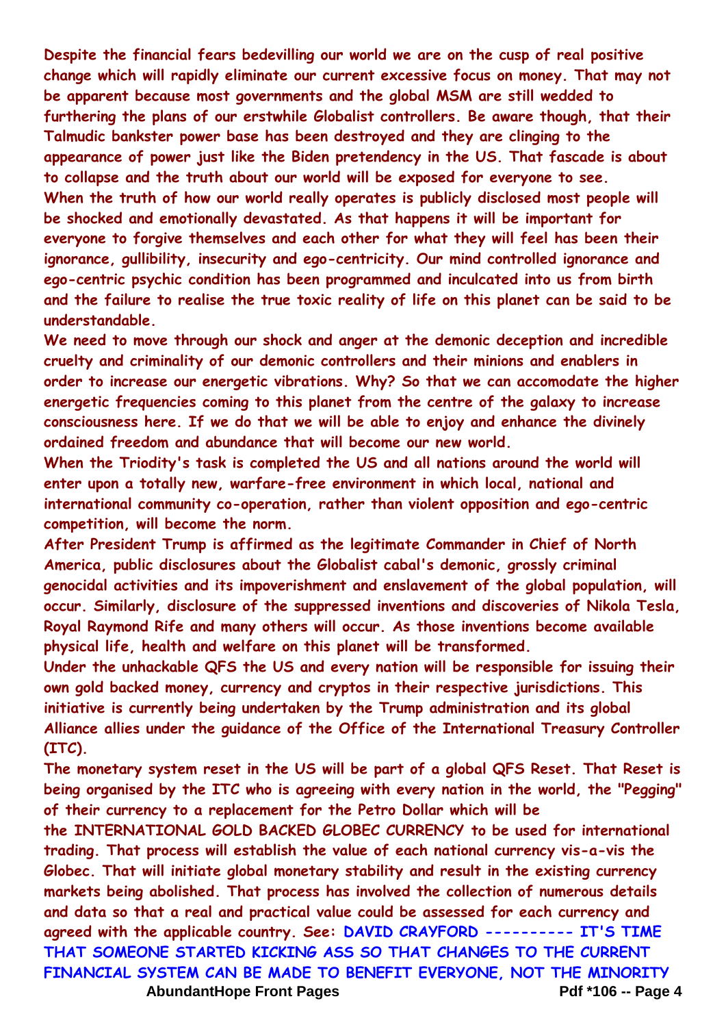**Despite the financial fears bedevilling our world we are on the cusp of real positive change which will rapidly eliminate our current excessive focus on money. That may not be apparent because most governments and the global MSM are still wedded to furthering the plans of our erstwhile Globalist controllers. Be aware though, that their Talmudic bankster power base has been destroyed and they are clinging to the appearance of power just like the Biden pretendency in the US. That fascade is about to collapse and the truth about our world will be exposed for everyone to see.**

**When the truth of how our world really operates is publicly disclosed most people will be shocked and emotionally devastated. As that happens it will be important for everyone to forgive themselves and each other for what they will feel has been their ignorance, gullibility, insecurity and ego-centricity. Our mind controlled ignorance and ego-centric psychic condition has been programmed and inculcated into us from birth and the failure to realise the true toxic reality of life on this planet can be said to be understandable.**

**We need to move through our shock and anger at the demonic deception and incredible cruelty and criminality of our demonic controllers and their minions and enablers in order to increase our energetic vibrations. Why? So that we can accomodate the higher energetic frequencies coming to this planet from the centre of the galaxy to increase consciousness here. If we do that we will be able to enjoy and enhance the divinely ordained freedom and abundance that will become our new world.**

**When the Triodity's task is completed the US and all nations around the world will enter upon a totally new, warfare-free environment in which local, national and international community co-operation, rather than violent opposition and ego-centric competition, will become the norm.**

**After President Trump is affirmed as the legitimate Commander in Chief of North America, public disclosures about the Globalist cabal's demonic, grossly criminal genocidal activities and its impoverishment and enslavement of the global population, will occur. Similarly, disclosure of the suppressed inventions and discoveries of Nikola Tesla, Royal Raymond Rife and many others will occur. As those inventions become available physical life, health and welfare on this planet will be transformed.**

**Under the unhackable QFS the US and every nation will be responsible for issuing their own gold backed money, currency and cryptos in their respective jurisdictions. This initiative is currently being undertaken by the Trump administration and its global Alliance allies under the guidance of the Office of the International Treasury Controller (ITC).**

**The monetary system reset in the US will be part of a global QFS Reset. That Reset is being organised by the ITC who is agreeing with every nation in the world, the "Pegging" of their currency to a replacement for the Petro Dollar which will be the INTERNATIONAL GOLD BACKED GLOBEC CURRENCY to be used for international trading. That process will establish the value of each national currency vis-a-vis the Globec. That will initiate global monetary stability and result in the existing currency markets being abolished. That process has involved the collection of numerous details and data so that a real and practical value could be assessed for each currency and agreed with the applicable country. See: DAVID CRAYFORD ---------- IT'S TIME THAT SOMEONE STARTED KICKING ASS SO THAT CHANGES TO THE CURRENT FINANCIAL SYSTEM CAN BE MADE TO BENEFIT EVERYONE, NOT THE MINORITY**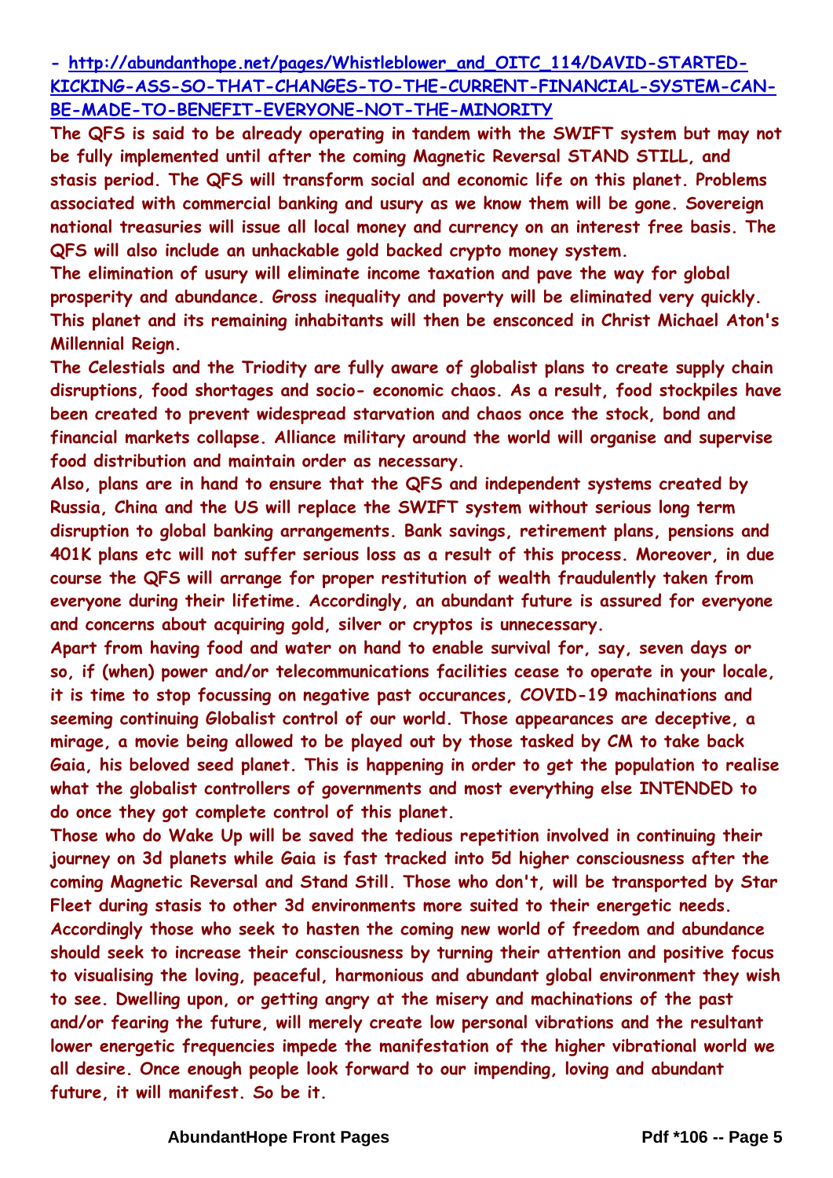**- [http://abundanthope.net/pages/Whistleblower_and_OITC_114/DAVID-STARTED-KICKING-ASS-SO-THAT-CHANGES-TO-THE-CURRENT-FINANCIAL-SYSTEM-CAN-BE-MADE-TO-BENEFIT-EVERYONE-NOT-THE-MINORITY](http://abundanthope.net/pages/Whistleblower_and_OITC_114/DAVID-STARTED-KICKING-ASS-SO-THAT-CHANGES-TO-THE-CURRENT-FINANCIAL-SYSTEM-CAN-BE-MADE-TO-BENEFIT-EVERYONE-NOT-THE-MINORITY)**

**The QFS is said to be already operating in tandem with the SWIFT system but may not be fully implemented until after the coming Magnetic Reversal STAND STILL, and stasis period. The QFS will transform social and economic life on this planet. Problems associated with commercial banking and usury as we know them will be gone. Sovereign national treasuries will issue all local money and currency on an interest free basis. The QFS will also include an unhackable gold backed crypto money system.**

**The elimination of usury will eliminate income taxation and pave the way for global prosperity and abundance. Gross inequality and poverty will be eliminated very quickly. This planet and its remaining inhabitants will then be ensconced in Christ Michael Aton's Millennial Reign.**

**The Celestials and the Triodity are fully aware of globalist plans to create supply chain disruptions, food shortages and socio- economic chaos. As a result, food stockpiles have been created to prevent widespread starvation and chaos once the stock, bond and financial markets collapse. Alliance military around the world will organise and supervise food distribution and maintain order as necessary.**

**Also, plans are in hand to ensure that the QFS and independent systems created by Russia, China and the US will replace the SWIFT system without serious long term disruption to global banking arrangements. Bank savings, retirement plans, pensions and 401K plans etc will not suffer serious loss as a result of this process. Moreover, in due course the QFS will arrange for proper restitution of wealth fraudulently taken from everyone during their lifetime. Accordingly, an abundant future is assured for everyone and concerns about acquiring gold, silver or cryptos is unnecessary.**

**Apart from having food and water on hand to enable survival for, say, seven days or so, if (when) power and/or telecommunications facilities cease to operate in your locale, it is time to stop focussing on negative past occurances, COVID-19 machinations and seeming continuing Globalist control of our world. Those appearances are deceptive, a mirage, a movie being allowed to be played out by those tasked by CM to take back Gaia, his beloved seed planet. This is happening in order to get the population to realise what the globalist controllers of governments and most everything else INTENDED to do once they got complete control of this planet.**

**Those who do Wake Up will be saved the tedious repetition involved in continuing their journey on 3d planets while Gaia is fast tracked into 5d higher consciousness after the coming Magnetic Reversal and Stand Still. Those who don't, will be transported by Star Fleet during stasis to other 3d environments more suited to their energetic needs. Accordingly those who seek to hasten the coming new world of freedom and abundance should seek to increase their consciousness by turning their attention and positive focus to visualising the loving, peaceful, harmonious and abundant global environment they wish to see. Dwelling upon, or getting angry at the misery and machinations of the past and/or fearing the future, will merely create low personal vibrations and the resultant lower energetic frequencies impede the manifestation of the higher vibrational world we all desire. Once enough people look forward to our impending, loving and abundant future, it will manifest. So be it.**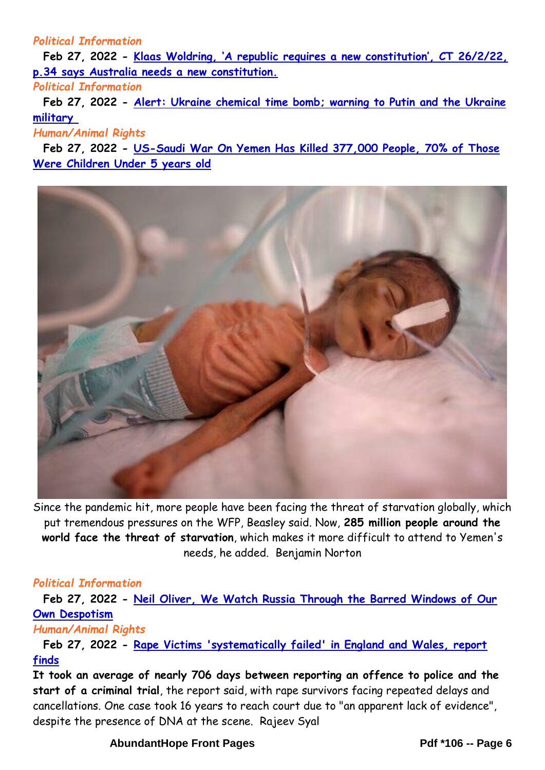*Political Information*

**Feb 27, 2022 - Klaas Woldring, 'A republic requires a new constitution', CT 26/2/22, p.34 says Australia needs a new constitution.**

*Political Information*

**Feb 27, 2022 - Alert: Ukraine chemical time bomb; warning to Putin and the Ukraine military**

*Human/Animal Rights*

**Feb 27, 2022 - US-Saudi War On Yemen Has Killed 377,000 People, 70% of Those Were Children Under 5 years old**

Since the pandemic hit, more people have been facing the threat of starvation globally, which put tremendous pressures on the WFP, Beasley said. Now, **285 million people around the world face the threat of starvation**, which makes it more difficult to attend to Yemen's needs, he added. Benjamin Norton

*Political Information*

**Feb 27, 2022 - Neil Oliver, We Watch Russia Through the Barred Windows of Our Own Despotism**

*Human/Animal Rights*

**Feb 27, 2022 - Rape Victims 'systematically failed' in England and Wales, report finds**

**It took an average of nearly 706 days between reporting an offence to police and the start of a criminal trial**, the report said, with rape survivors facing repeated delays and cancellations. One case took 16 years to reach court due to "an apparent lack of evidence", despite the presence of DNA at the scene. Rajeev Syal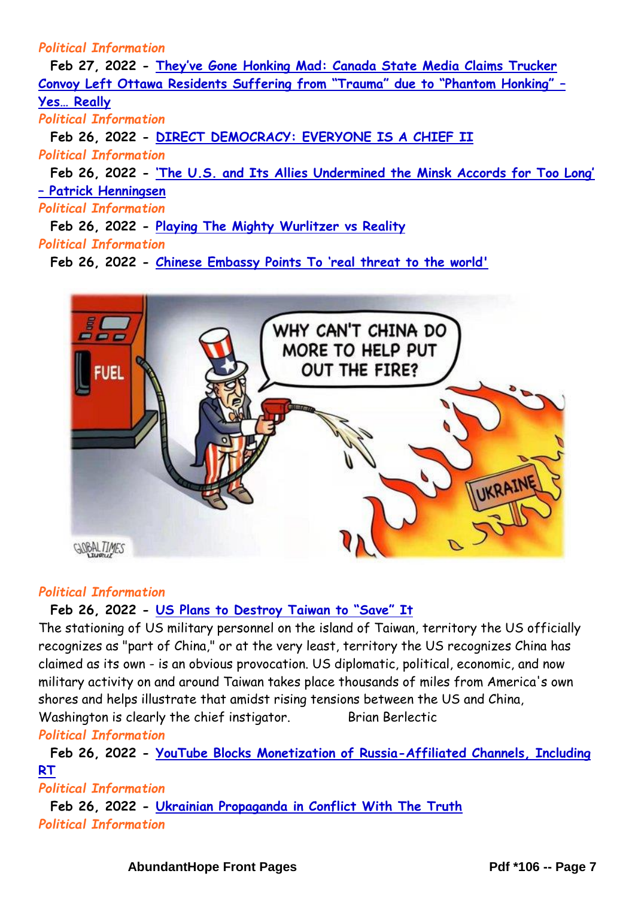*Political Information*

**Feb 27, 2022 -** They've Gone Honking Mad: Canada State Media Claims Trucker Convoy Left Ottawa Residents Suffering from "Trauma" due to "Phantom Honking" – Yes… Really

*Political Information*

**Feb 26, 2022 -** DIRECT DEMOCRACY: EVERYONE IS A CHIEF II

*Political Information*

**Feb 26, 2022 -** 'The U.S. and Its Allies Undermined the Minsk Accords for Too Long' – Patrick Henningsen

*Political Information*

**Feb 26, 2022 -** Playing The Mighty Wurlitzer vs Reality

*Political Information*

**Feb 26, 2022 -** Chinese Embassy Points To 'real threat to the world'

*Political Information*

**Feb 26, 2022 -** US Plans to Destroy Taiwan to "Save" It

The stationing of US military personnel on the island of Taiwan, territory the US officially recognizes as "part of China," or at the very least, territory the US recognizes China has claimed as its own - is an obvious provocation. US diplomatic, political, economic, and now military activity on and around Taiwan takes place thousands of miles from America's own shores and helps illustrate that amidst rising tensions between the US and China, Washington is clearly the chief instigator. Brian Berlectic

*Political Information*

**Feb 26, 2022 -** YouTube Blocks Monetization of Russia-Affiliated Channels, Including RT

*Political Information*

**Feb 26, 2022 -** Ukrainian Propaganda in Conflict With The Truth

*Political Information*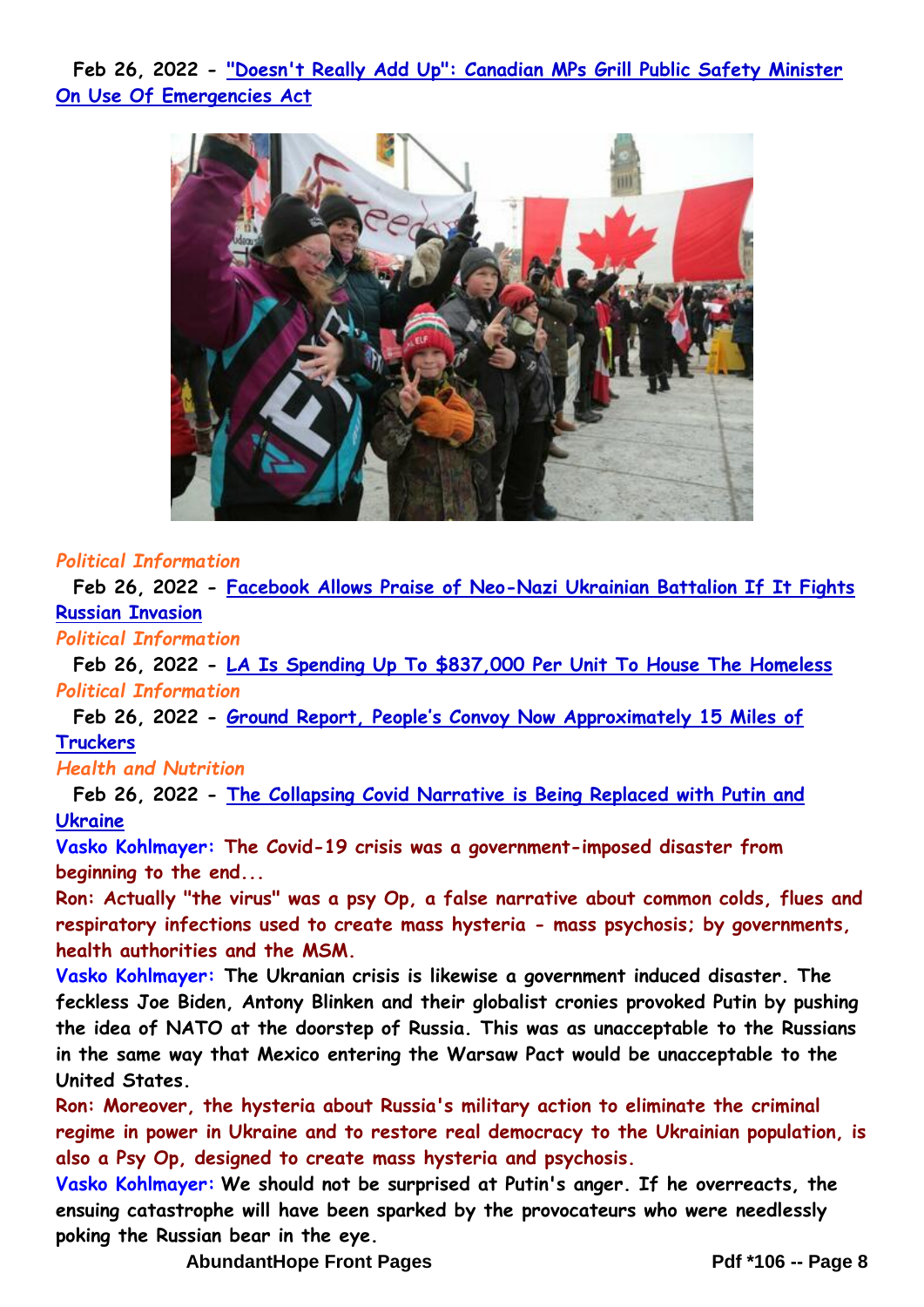Feb 26, 2022 - ["Doesn't Really Add Up": Canadian MPs Grill Public Safety Minister On Use Of Emergencies Act]()

*Political Information*

Feb 26, 2022 - [Facebook Allows Praise of Neo-Nazi Ukrainian Battalion If It Fights Russian Invasion]()

*Political Information*

Feb 26, 2022 - [LA Is Spending Up To $837,000 Per Unit To House The Homeless]()

*Political Information*

Feb 26, 2022 - [Ground Report, People's Convoy Now Approximately 15 Miles of Truckers]()

*Health and Nutrition*

Feb 26, 2022 - [The Collapsing Covid Narrative is Being Replaced with Putin and Ukraine]()

**Vasko Kohlmayer: The Covid-19 crisis was a government-imposed disaster from beginning to the end...**

**Ron: Actually "the virus" was a psy Op, a false narrative about common colds, flues and respiratory infections used to create mass hysteria - mass psychosis; by governments, health authorities and the MSM.**

**Vasko Kohlmayer: The Ukranian crisis is likewise a government induced disaster. The feckless Joe Biden, Antony Blinken and their globalist cronies provoked Putin by pushing the idea of NATO at the doorstep of Russia. This was as unacceptable to the Russians in the same way that Mexico entering the Warsaw Pact would be unacceptable to the United States.**

**Ron: Moreover, the hysteria about Russia's military action to eliminate the criminal regime in power in Ukraine and to restore real democracy to the Ukrainian population, is also a Psy Op, designed to create mass hysteria and psychosis.**

**Vasko Kohlmayer: We should not be surprised at Putin's anger. If he overreacts, the ensuing catastrophe will have been sparked by the provocateurs who were needlessly poking the Russian bear in the eye.**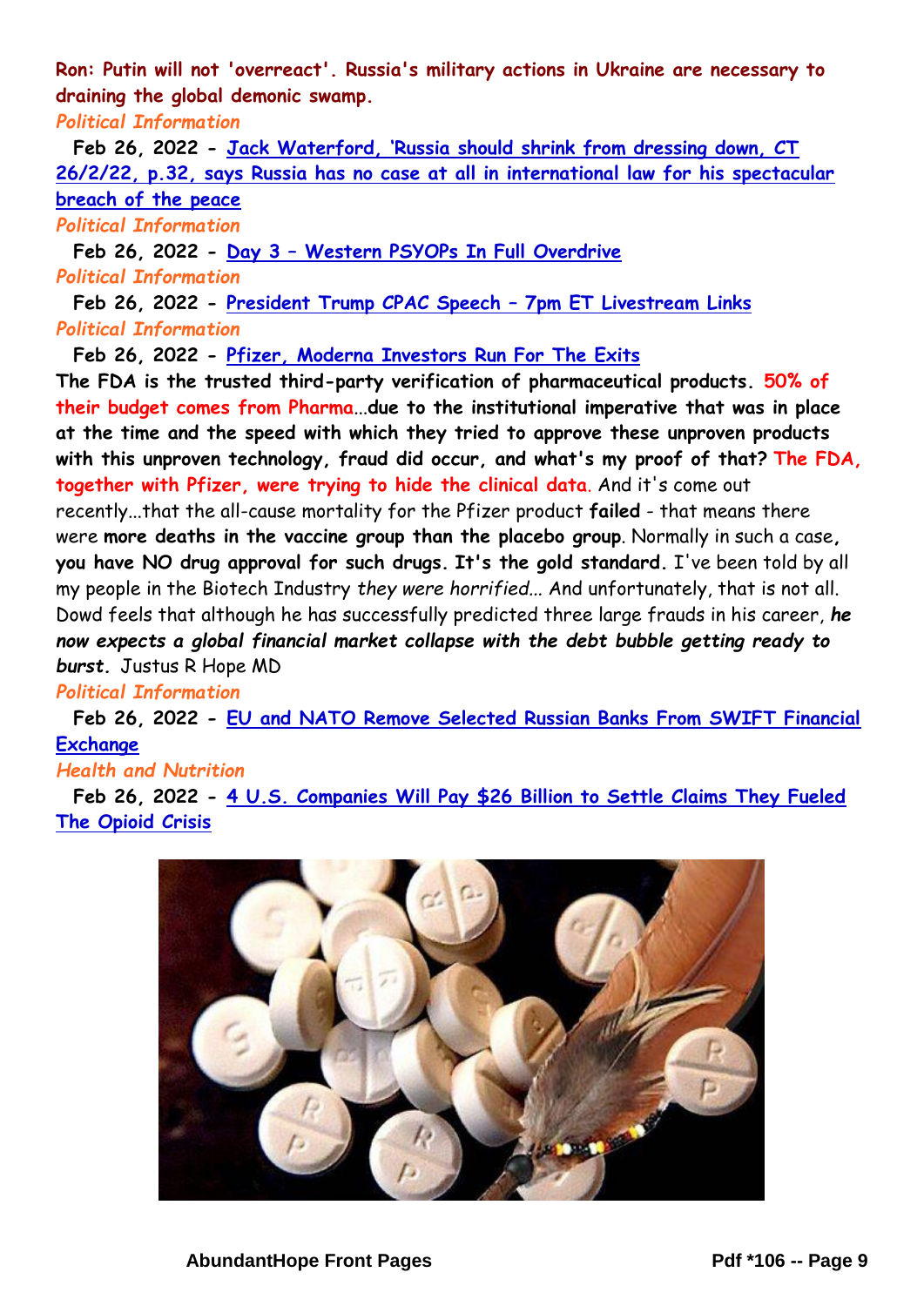**Ron: Putin will not 'overreact'. Russia's military actions in Ukraine are necessary to draining the global demonic swamp.**

*Political Information*

**Feb 26, 2022 -** Jack Waterford, 'Russia should shrink from dressing down, CT 26/2/22, p.32, says Russia has no case at all in international law for his spectacular breach of the peace

*Political Information*

**Feb 26, 2022 -** Day 3 – Western PSYOPs In Full Overdrive

*Political Information*

**Feb 26, 2022 -** President Trump CPAC Speech – 7pm ET Livestream Links

*Political Information*

**Feb 26, 2022 -** Pfizer, Moderna Investors Run For The Exits

**The FDA is the trusted third-party verification of pharmaceutical products. 50% of their budget comes from Pharma...due to the institutional imperative that was in place at the time and the speed with which they tried to approve these unproven products with this unproven technology, fraud did occur, and what's my proof of that? The FDA, together with Pfizer, were trying to hide the clinical data.** And it's come out recently...that the all-cause mortality for the Pfizer product **failed** - that means there were **more deaths in the vaccine group than the placebo group**. Normally in such a case**, you have NO drug approval for such drugs. It's the gold standard.** I've been told by all my people in the Biotech Industry *they were horrified...* And unfortunately, that is not all. Dowd feels that although he has successfully predicted three large frauds in his career, ***he now expects a global financial market collapse with the debt bubble getting ready to burst.*** Justus R Hope MD

*Political Information*

**Feb 26, 2022 -** EU and NATO Remove Selected Russian Banks From SWIFT Financial Exchange

*Health and Nutrition*

**Feb 26, 2022 -** 4 U.S. Companies Will Pay $26 Billion to Settle Claims They Fueled The Opioid Crisis